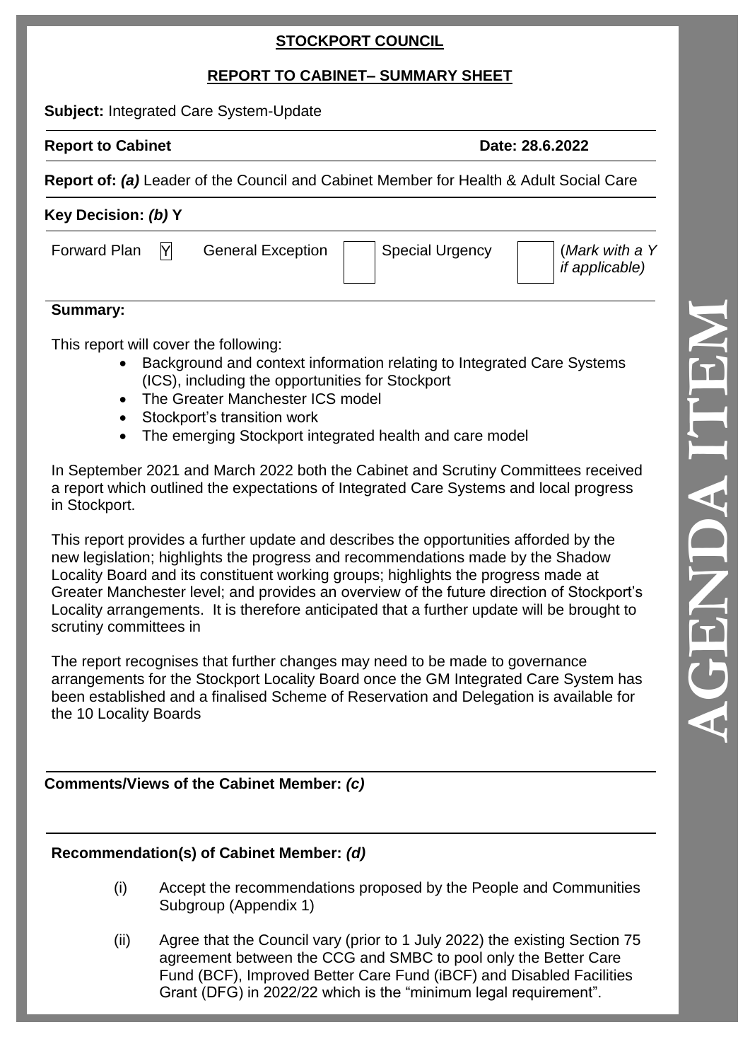**STOCKPORT COUNCIL**

**REPORT TO CABINET– SUMMARY SHEET**

**Subject:** Integrated Care System-Update

**Report to Cabinet** **Date: 28.6.2022**

**Report of:** ***(a)*** Leader of the Council and Cabinet Member for Health & Adult Social Care

**Key Decision:** ***(b)*** **Y**

| | | | | | | |
|---|---|---|---|---|---|---|
| Forward Plan | Y | General Exception | | Special Urgency | | (*Mark with a Y if applicable)* |

**Summary:**

This report will cover the following:

- Background and context information relating to Integrated Care Systems (ICS), including the opportunities for Stockport
- The Greater Manchester ICS model
- Stockport's transition work
- The emerging Stockport integrated health and care model

In September 2021 and March 2022 both the Cabinet and Scrutiny Committees received a report which outlined the expectations of Integrated Care Systems and local progress in Stockport.

This report provides a further update and describes the opportunities afforded by the new legislation; highlights the progress and recommendations made by the Shadow Locality Board and its constituent working groups; highlights the progress made at Greater Manchester level; and provides an overview of the future direction of Stockport's Locality arrangements. It is therefore anticipated that a further update will be brought to scrutiny committees in

The report recognises that further changes may need to be made to governance arrangements for the Stockport Locality Board once the GM Integrated Care System has been established and a finalised Scheme of Reservation and Delegation is available for the 10 Locality Boards

**Comments/Views of the Cabinet Member:** ***(c)***

**Recommendation(s) of Cabinet Member:** ***(d)***

(i) Accept the recommendations proposed by the People and Communities Subgroup (Appendix 1)

(ii) Agree that the Council vary (prior to 1 July 2022) the existing Section 75 agreement between the CCG and SMBC to pool only the Better Care Fund (BCF), Improved Better Care Fund (iBCF) and Disabled Facilities Grant (DFG) in 2022/22 which is the "minimum legal requirement".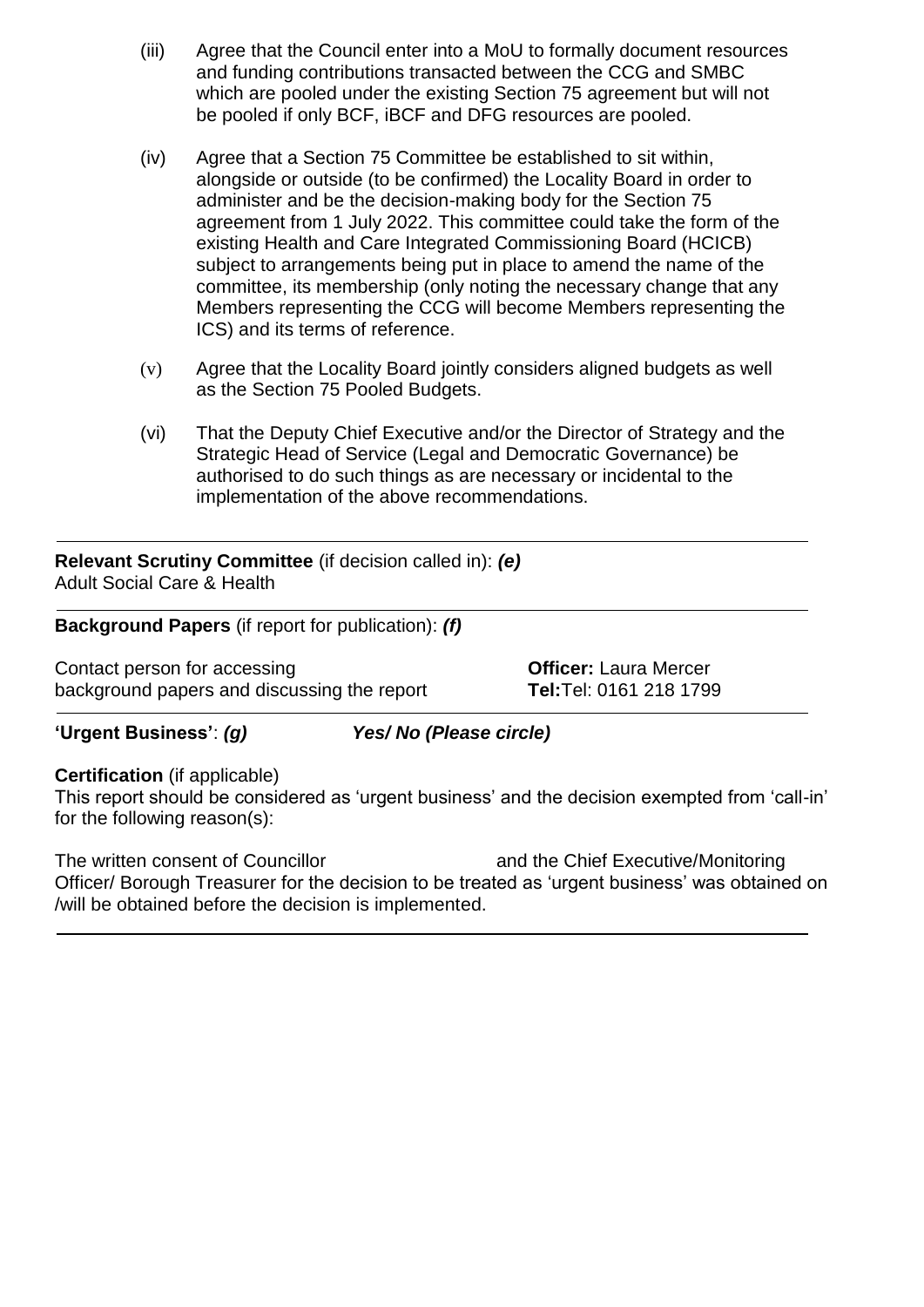(iii) Agree that the Council enter into a MoU to formally document resources and funding contributions transacted between the CCG and SMBC which are pooled under the existing Section 75 agreement but will not be pooled if only BCF, iBCF and DFG resources are pooled.

(iv) Agree that a Section 75 Committee be established to sit within, alongside or outside (to be confirmed) the Locality Board in order to administer and be the decision-making body for the Section 75 agreement from 1 July 2022. This committee could take the form of the existing Health and Care Integrated Commissioning Board (HCICB) subject to arrangements being put in place to amend the name of the committee, its membership (only noting the necessary change that any Members representing the CCG will become Members representing the ICS) and its terms of reference.

(v) Agree that the Locality Board jointly considers aligned budgets as well as the Section 75 Pooled Budgets.

(vi) That the Deputy Chief Executive and/or the Director of Strategy and the Strategic Head of Service (Legal and Democratic Governance) be authorised to do such things as are necessary or incidental to the implementation of the above recommendations.

---

**Relevant Scrutiny Committee** (if decision called in): ***(e)***
Adult Social Care & Health

---

**Background Papers** (if report for publication): ***(f)***

| | |
|---|---|
| Contact person for accessing background papers and discussing the report | **Officer:** Laura Mercer<br>**Tel:**Tel: 0161 218 1799 |

---

**'Urgent Business'**: ***(g)*** ***Yes/ No (Please circle)***

**Certification** (if applicable)
This report should be considered as 'urgent business' and the decision exempted from 'call-in' for the following reason(s):

The written consent of Councillor and the Chief Executive/Monitoring Officer/ Borough Treasurer for the decision to be treated as 'urgent business' was obtained on /will be obtained before the decision is implemented.